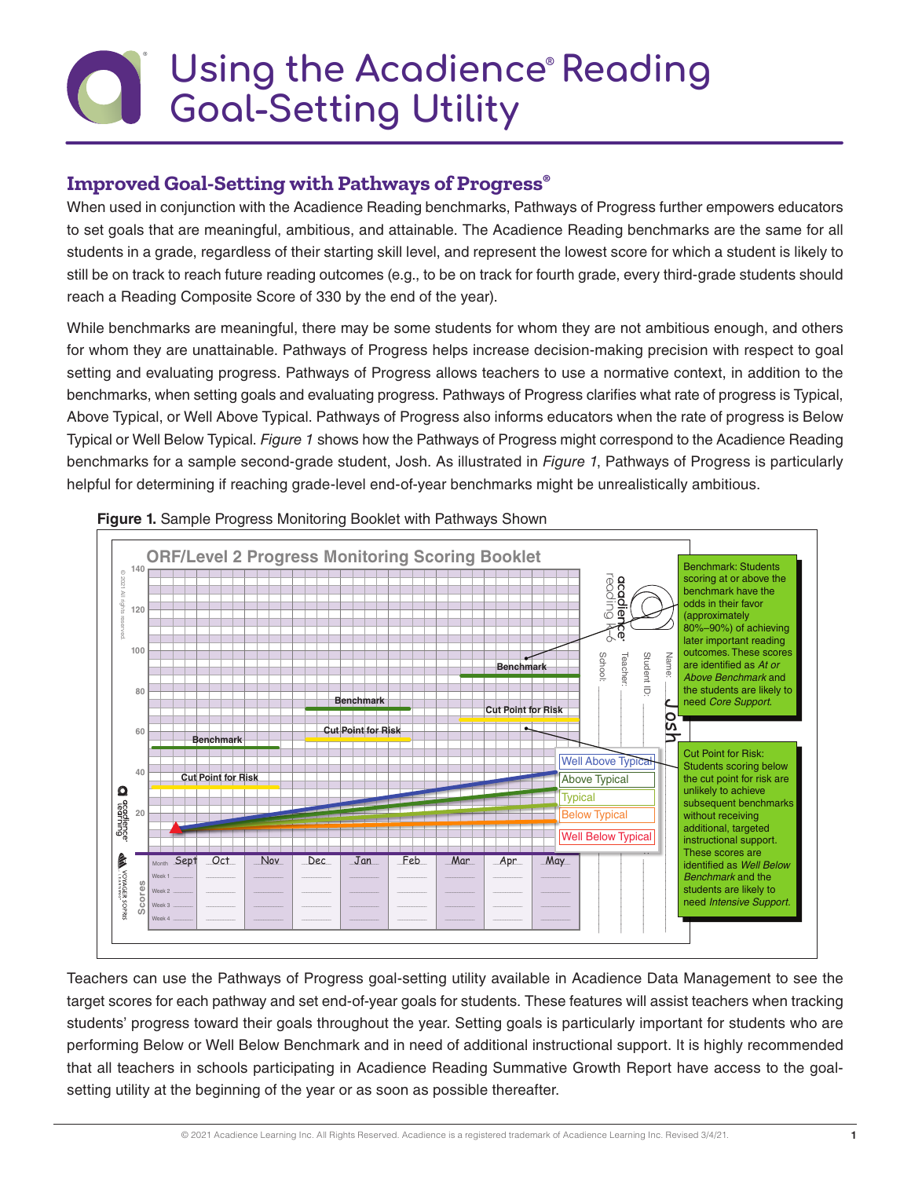# Using the Acadience® Reading Goal-Setting Utility

## Improved Goal-Setting with Pathways of Progress®

When used in conjunction with the Acadience Reading benchmarks, Pathways of Progress further empowers educators to set goals that are meaningful, ambitious, and attainable. The Acadience Reading benchmarks are the same for all students in a grade, regardless of their starting skill level, and represent the lowest score for which a student is likely to still be on track to reach future reading outcomes (e.g., to be on track for fourth grade, every third-grade students should reach a Reading Composite Score of 330 by the end of the year).

While benchmarks are meaningful, there may be some students for whom they are not ambitious enough, and others for whom they are unattainable. Pathways of Progress helps increase decision-making precision with respect to goal setting and evaluating progress. Pathways of Progress allows teachers to use a normative context, in addition to the benchmarks, when setting goals and evaluating progress. Pathways of Progress clarifies what rate of progress is Typical, Above Typical, or Well Above Typical. Pathways of Progress also informs educators when the rate of progress is Below Typical or Well Below Typical. *Figure 1* shows how the Pathways of Progress might correspond to the Acadience Reading benchmarks for a sample second-grade student, Josh. As illustrated in *Figure 1*, Pathways of Progress is particularly helpful for determining if reaching grade-level end-of-year benchmarks might be unrealistically ambitious.

**Figure 1.** Sample Progress Monitoring Booklet with Pathways Shown

Benchmark: Students scoring at or above the benchmark have the odds in their favor (approximately 80%–90%) of achieving later important reading outcomes. These scores are identified as *At or Above Benchmark* and the students are likely to need *Core Support.*

Cut Point for Risk: Students scoring below the cut point for risk are unlikely to achieve subsequent benchmarks without receiving additional, targeted instructional support. These scores are identified as *Well Below Benchmark* and the students are likely to need *Intensive Support.*

Teachers can use the Pathways of Progress goal-setting utility available in Acadience Data Management to see the target scores for each pathway and set end-of-year goals for students. These features will assist teachers when tracking students' progress toward their goals throughout the year. Setting goals is particularly important for students who are performing Below or Well Below Benchmark and in need of additional instructional support. It is highly recommended that all teachers in schools participating in Acadience Reading Summative Growth Report have access to the goal-setting utility at the beginning of the year or as soon as possible thereafter.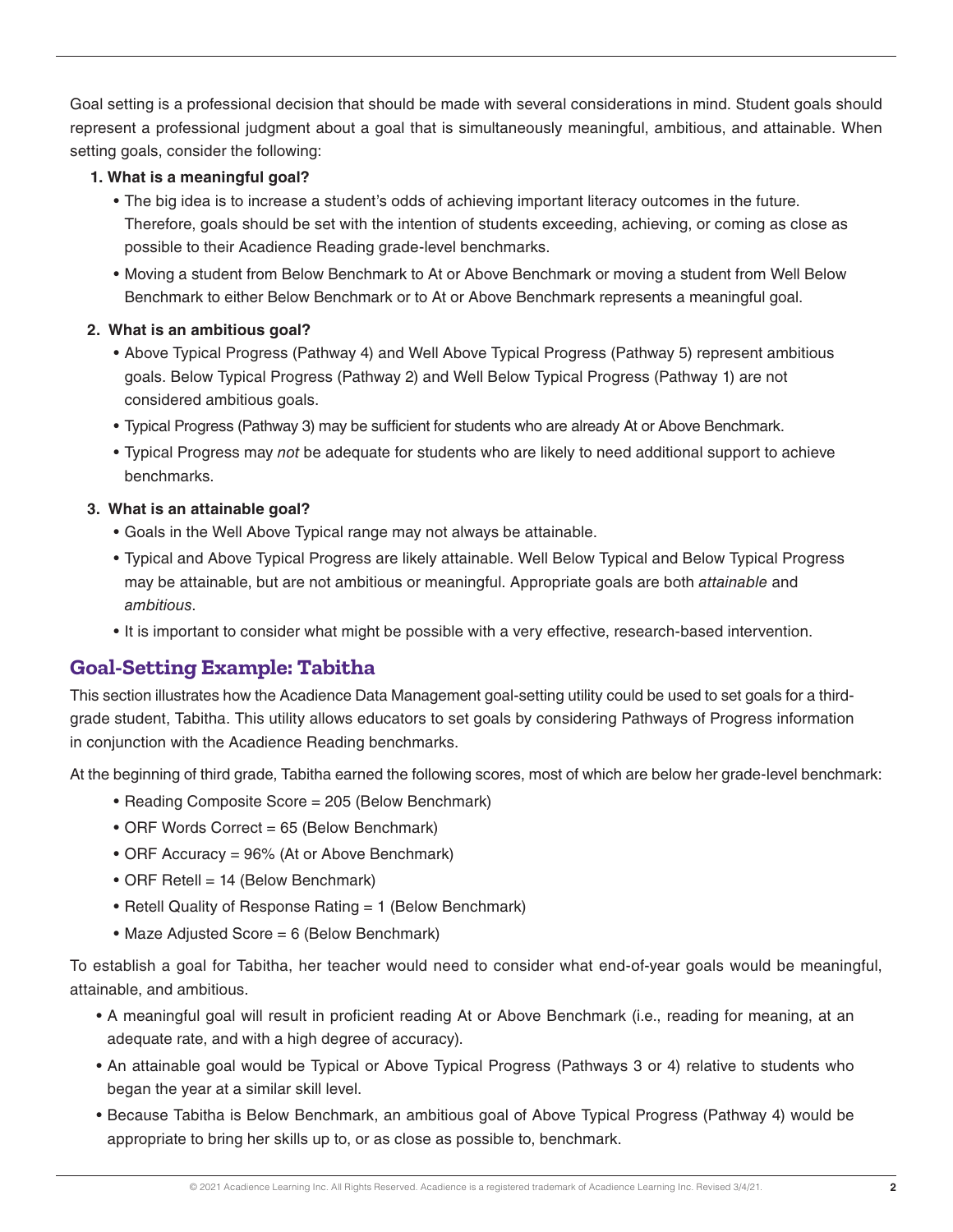Goal setting is a professional decision that should be made with several considerations in mind. Student goals should represent a professional judgment about a goal that is simultaneously meaningful, ambitious, and attainable. When setting goals, consider the following:

1. **What is a meaningful goal?**
   - The big idea is to increase a student's odds of achieving important literacy outcomes in the future. Therefore, goals should be set with the intention of students exceeding, achieving, or coming as close as possible to their Acadience Reading grade-level benchmarks.
   - Moving a student from Below Benchmark to At or Above Benchmark or moving a student from Well Below Benchmark to either Below Benchmark or to At or Above Benchmark represents a meaningful goal.

2. **What is an ambitious goal?**
   - Above Typical Progress (Pathway 4) and Well Above Typical Progress (Pathway 5) represent ambitious goals. Below Typical Progress (Pathway 2) and Well Below Typical Progress (Pathway 1) are not considered ambitious goals.
   - Typical Progress (Pathway 3) may be sufficient for students who are already At or Above Benchmark.
   - Typical Progress may *not* be adequate for students who are likely to need additional support to achieve benchmarks.

3. **What is an attainable goal?**
   - Goals in the Well Above Typical range may not always be attainable.
   - Typical and Above Typical Progress are likely attainable. Well Below Typical and Below Typical Progress may be attainable, but are not ambitious or meaningful. Appropriate goals are both *attainable* and *ambitious*.
   - It is important to consider what might be possible with a very effective, research-based intervention.

## Goal-Setting Example: Tabitha

This section illustrates how the Acadience Data Management goal-setting utility could be used to set goals for a third-grade student, Tabitha. This utility allows educators to set goals by considering Pathways of Progress information in conjunction with the Acadience Reading benchmarks.

At the beginning of third grade, Tabitha earned the following scores, most of which are below her grade-level benchmark:

- Reading Composite Score = 205 (Below Benchmark)
- ORF Words Correct = 65 (Below Benchmark)
- ORF Accuracy = 96% (At or Above Benchmark)
- ORF Retell = 14 (Below Benchmark)
- Retell Quality of Response Rating = 1 (Below Benchmark)
- Maze Adjusted Score = 6 (Below Benchmark)

To establish a goal for Tabitha, her teacher would need to consider what end-of-year goals would be meaningful, attainable, and ambitious.

- A meaningful goal will result in proficient reading At or Above Benchmark (i.e., reading for meaning, at an adequate rate, and with a high degree of accuracy).
- An attainable goal would be Typical or Above Typical Progress (Pathways 3 or 4) relative to students who began the year at a similar skill level.
- Because Tabitha is Below Benchmark, an ambitious goal of Above Typical Progress (Pathway 4) would be appropriate to bring her skills up to, or as close as possible to, benchmark.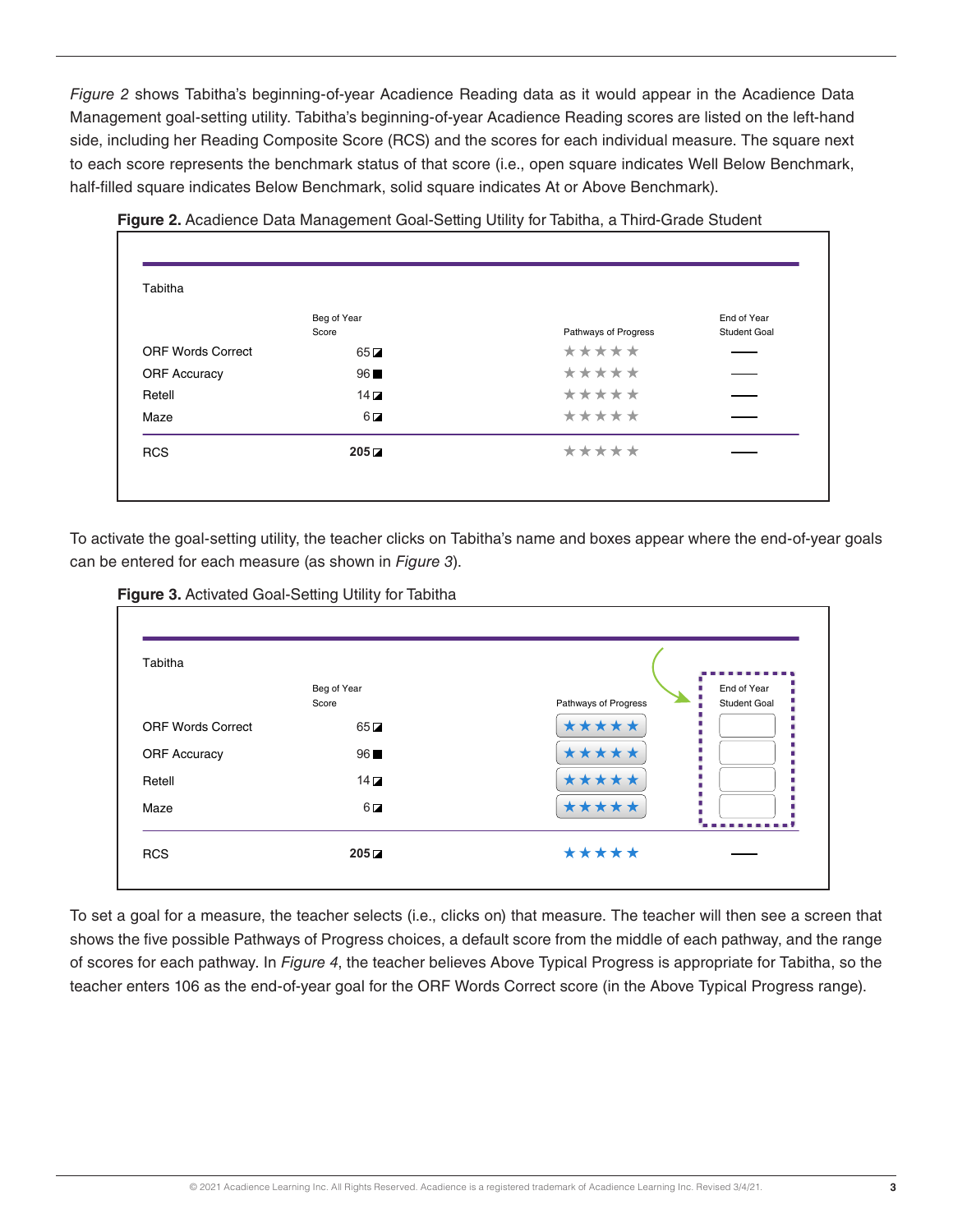*Figure 2* shows Tabitha's beginning-of-year Acadience Reading data as it would appear in the Acadience Data Management goal-setting utility. Tabitha's beginning-of-year Acadience Reading scores are listed on the left-hand side, including her Reading Composite Score (RCS) and the scores for each individual measure. The square next to each score represents the benchmark status of that score (i.e., open square indicates Well Below Benchmark, half-filled square indicates Below Benchmark, solid square indicates At or Above Benchmark).

**Figure 2.** Acadience Data Management Goal-Setting Utility for Tabitha, a Third-Grade Student

| Tabitha | Beg of Year Score | Pathways of Progress | End of Year Student Goal |
|---|---|---|---|
| ORF Words Correct | 65 ◪ | ★★★★★ | — |
| ORF Accuracy | 96 ■ | ★★★★★ | — |
| Retell | 14 ◪ | ★★★★★ | — |
| Maze | 6 ◪ | ★★★★★ | — |
| RCS | **205** ◪ | ★★★★★ | — |

To activate the goal-setting utility, the teacher clicks on Tabitha's name and boxes appear where the end-of-year goals can be entered for each measure (as shown in *Figure 3*).

**Figure 3.** Activated Goal-Setting Utility for Tabitha

| Tabitha | Beg of Year Score | Pathways of Progress | End of Year Student Goal |
|---|---|---|---|
| ORF Words Correct | 65 ◪ | ★★★★★ | [ ] |
| ORF Accuracy | 96 ■ | ★★★★★ | [ ] |
| Retell | 14 ◪ | ★★★★★ | [ ] |
| Maze | 6 ◪ | ★★★★★ | [ ] |
| RCS | **205** ◪ | ★★★★★ | — |

To set a goal for a measure, the teacher selects (i.e., clicks on) that measure. The teacher will then see a screen that shows the five possible Pathways of Progress choices, a default score from the middle of each pathway, and the range of scores for each pathway. In *Figure 4*, the teacher believes Above Typical Progress is appropriate for Tabitha, so the teacher enters 106 as the end-of-year goal for the ORF Words Correct score (in the Above Typical Progress range).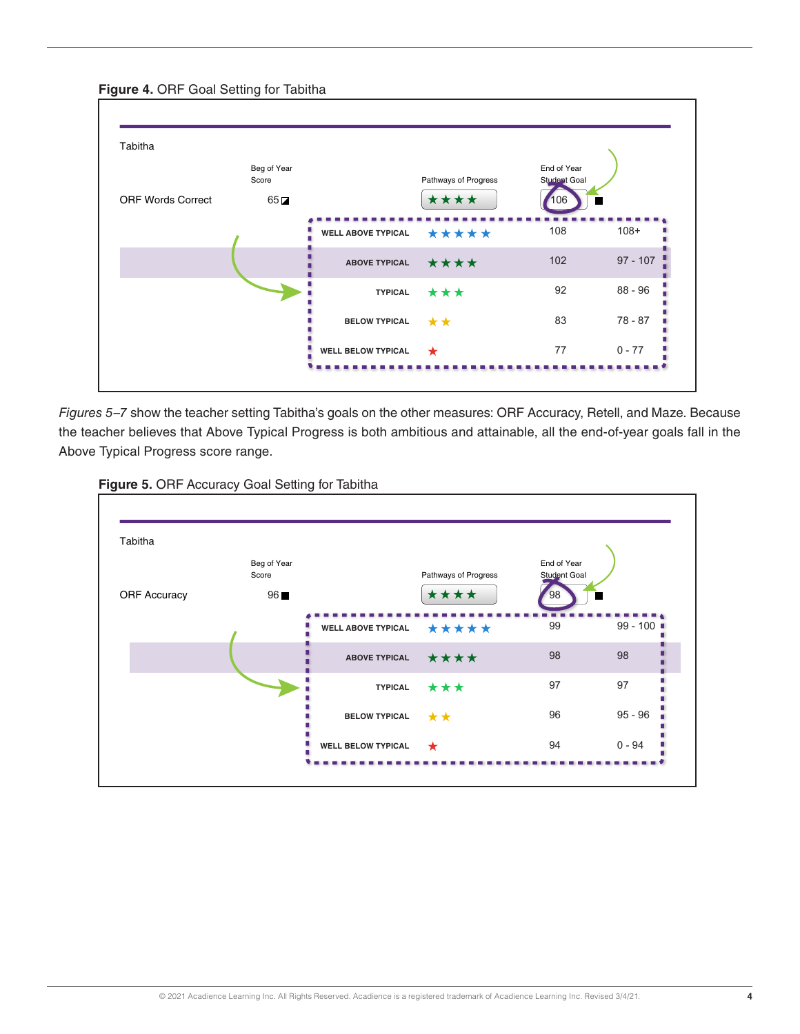**Figure 4.** ORF Goal Setting for Tabitha

Tabitha

| | Beg of Year Score | | Pathways of Progress | End of Year Student Goal |
|---|---|---|---|---|
| ORF Words Correct | 65 | | ★★★★ | 106 |

| Pathways of Progress | | | |
|---|---|---|---|
| WELL ABOVE TYPICAL | ★★★★★ | 108 | 108+ |
| ABOVE TYPICAL | ★★★★ | 102 | 97 - 107 |
| TYPICAL | ★★★ | 92 | 88 - 96 |
| BELOW TYPICAL | ★★ | 83 | 78 - 87 |
| WELL BELOW TYPICAL | ★ | 77 | 0 - 77 |

*Figures 5–7* show the teacher setting Tabitha's goals on the other measures: ORF Accuracy, Retell, and Maze. Because the teacher believes that Above Typical Progress is both ambitious and attainable, all the end-of-year goals fall in the Above Typical Progress score range.

**Figure 5.** ORF Accuracy Goal Setting for Tabitha

Tabitha

| | Beg of Year Score | | Pathways of Progress | End of Year Student Goal |
|---|---|---|---|---|
| ORF Accuracy | 96 | | ★★★★ | 98 |

| Pathways of Progress | | | |
|---|---|---|---|
| WELL ABOVE TYPICAL | ★★★★★ | 99 | 99 - 100 |
| ABOVE TYPICAL | ★★★★ | 98 | 98 |
| TYPICAL | ★★★ | 97 | 97 |
| BELOW TYPICAL | ★★ | 96 | 95 - 96 |
| WELL BELOW TYPICAL | ★ | 94 | 0 - 94 |

© 2021 Acadience Learning Inc. All Rights Reserved. Acadience is a registered trademark of Acadience Learning Inc. Revised 3/4/21.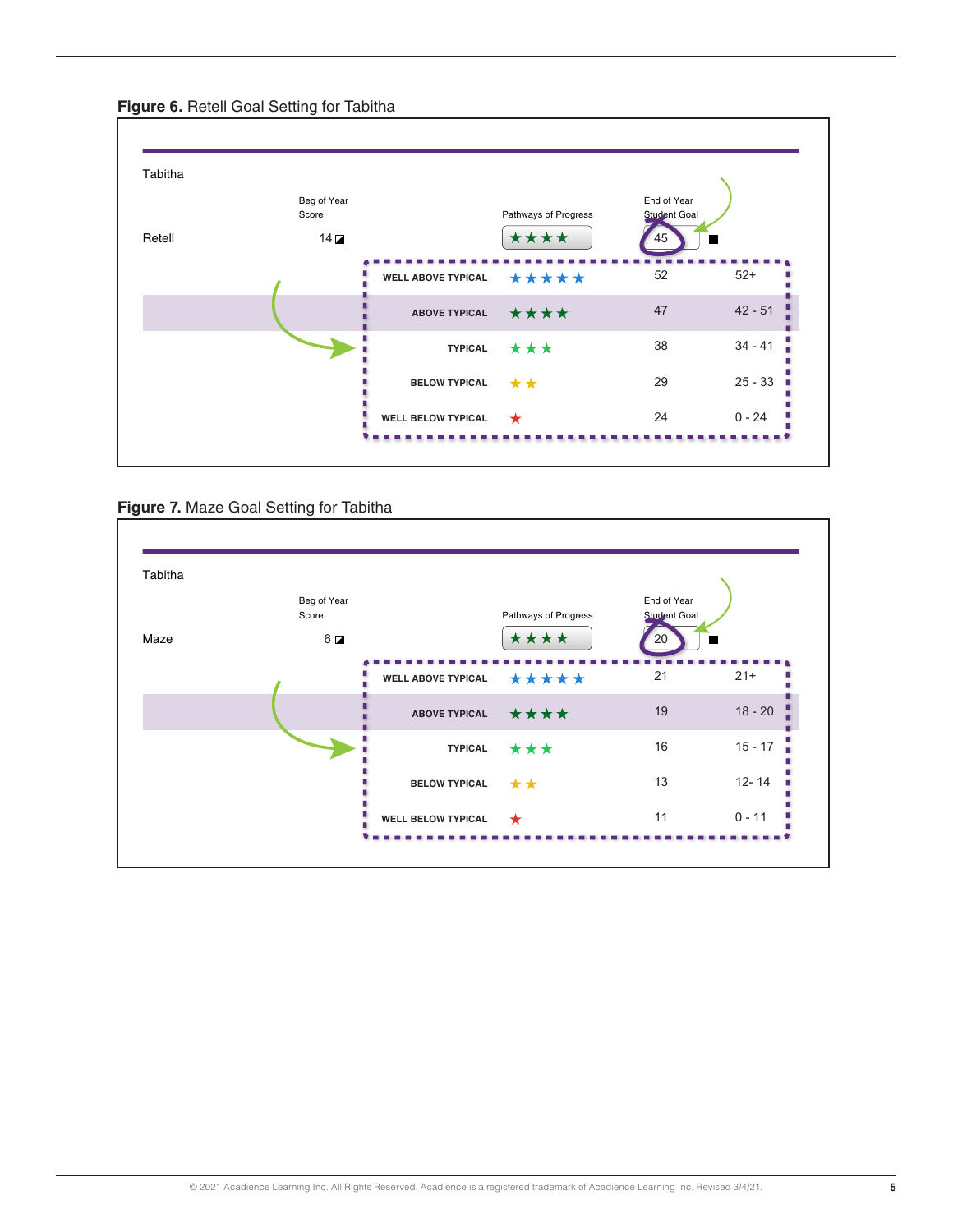**Figure 6.** Retell Goal Setting for Tabitha

Tabitha

| | Beg of Year Score | | Pathways of Progress | End of Year Student Goal | |
|---|---|---|---|---|---|
| Retell | 14 | | ★★★★ | 45 | |
| | | WELL ABOVE TYPICAL | ★★★★★ | 52 | 52+ |
| | | ABOVE TYPICAL | ★★★★ | 47 | 42 - 51 |
| | | TYPICAL | ★★★ | 38 | 34 - 41 |
| | | BELOW TYPICAL | ★★ | 29 | 25 - 33 |
| | | WELL BELOW TYPICAL | ★ | 24 | 0 - 24 |

**Figure 7.** Maze Goal Setting for Tabitha

Tabitha

| | Beg of Year Score | | Pathways of Progress | End of Year Student Goal | |
|---|---|---|---|---|---|
| Maze | 6 | | ★★★★ | 20 | |
| | | WELL ABOVE TYPICAL | ★★★★★ | 21 | 21+ |
| | | ABOVE TYPICAL | ★★★★ | 19 | 18 - 20 |
| | | TYPICAL | ★★★ | 16 | 15 - 17 |
| | | BELOW TYPICAL | ★★ | 13 | 12- 14 |
| | | WELL BELOW TYPICAL | ★ | 11 | 0 - 11 |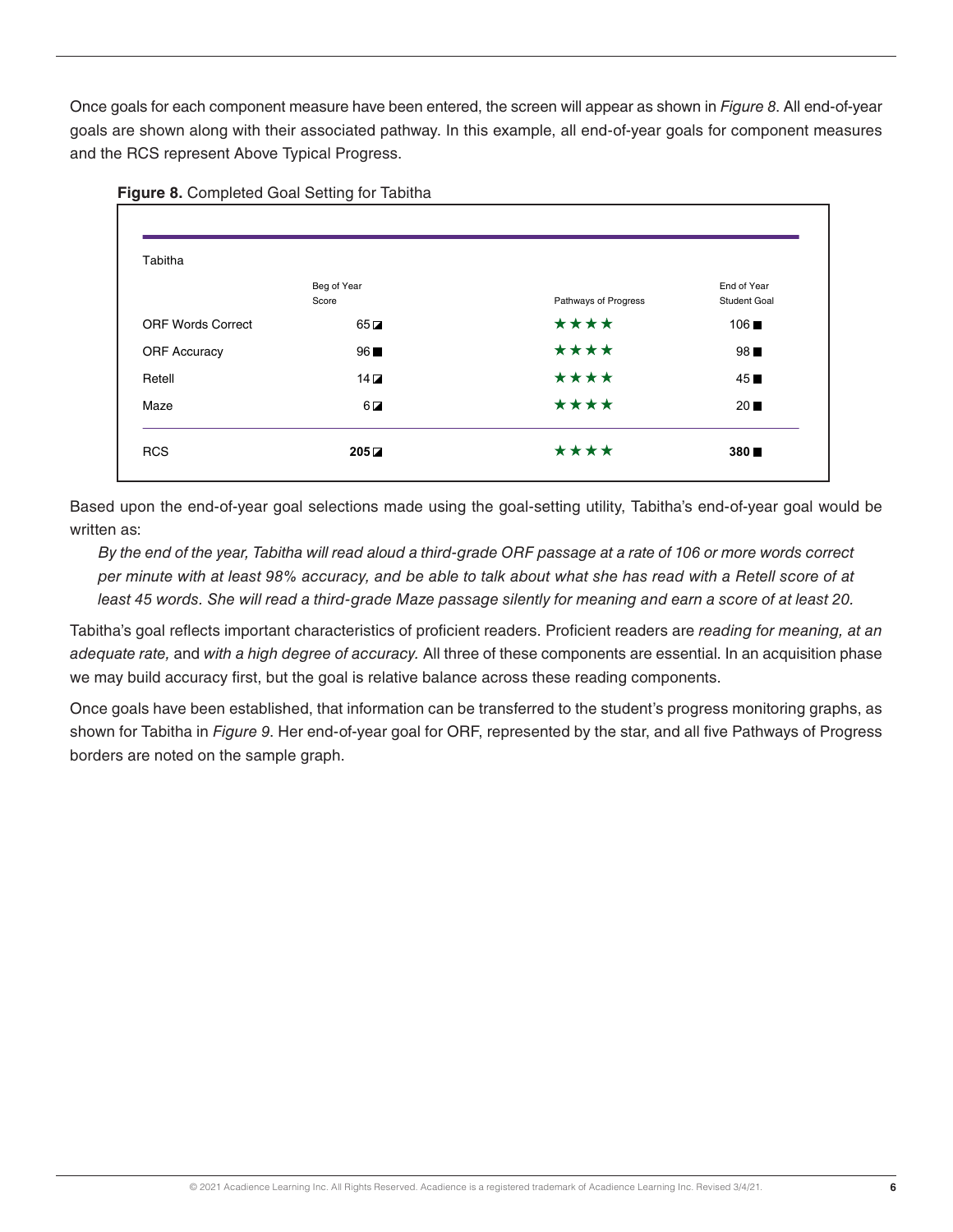Once goals for each component measure have been entered, the screen will appear as shown in *Figure 8*. All end-of-year goals are shown along with their associated pathway. In this example, all end-of-year goals for component measures and the RCS represent Above Typical Progress.

**Figure 8.** Completed Goal Setting for Tabitha

| Tabitha | Beg of Year Score | Pathways of Progress | End of Year Student Goal |
|---|---|---|---|
| ORF Words Correct | 65 ◪ | ★★★★ | 106 ■ |
| ORF Accuracy | 96 ■ | ★★★★ | 98 ■ |
| Retell | 14 ◪ | ★★★★ | 45 ■ |
| Maze | 6 ◪ | ★★★★ | 20 ■ |
| RCS | **205** ◪ | ★★★★ | **380** ■ |

Based upon the end-of-year goal selections made using the goal-setting utility, Tabitha's end-of-year goal would be written as:

*By the end of the year, Tabitha will read aloud a third-grade ORF passage at a rate of 106 or more words correct per minute with at least 98% accuracy, and be able to talk about what she has read with a Retell score of at least 45 words. She will read a third-grade Maze passage silently for meaning and earn a score of at least 20.*

Tabitha's goal reflects important characteristics of proficient readers. Proficient readers are *reading for meaning, at an adequate rate,* and *with a high degree of accuracy.* All three of these components are essential. In an acquisition phase we may build accuracy first, but the goal is relative balance across these reading components.

Once goals have been established, that information can be transferred to the student's progress monitoring graphs, as shown for Tabitha in *Figure 9*. Her end-of-year goal for ORF, represented by the star, and all five Pathways of Progress borders are noted on the sample graph.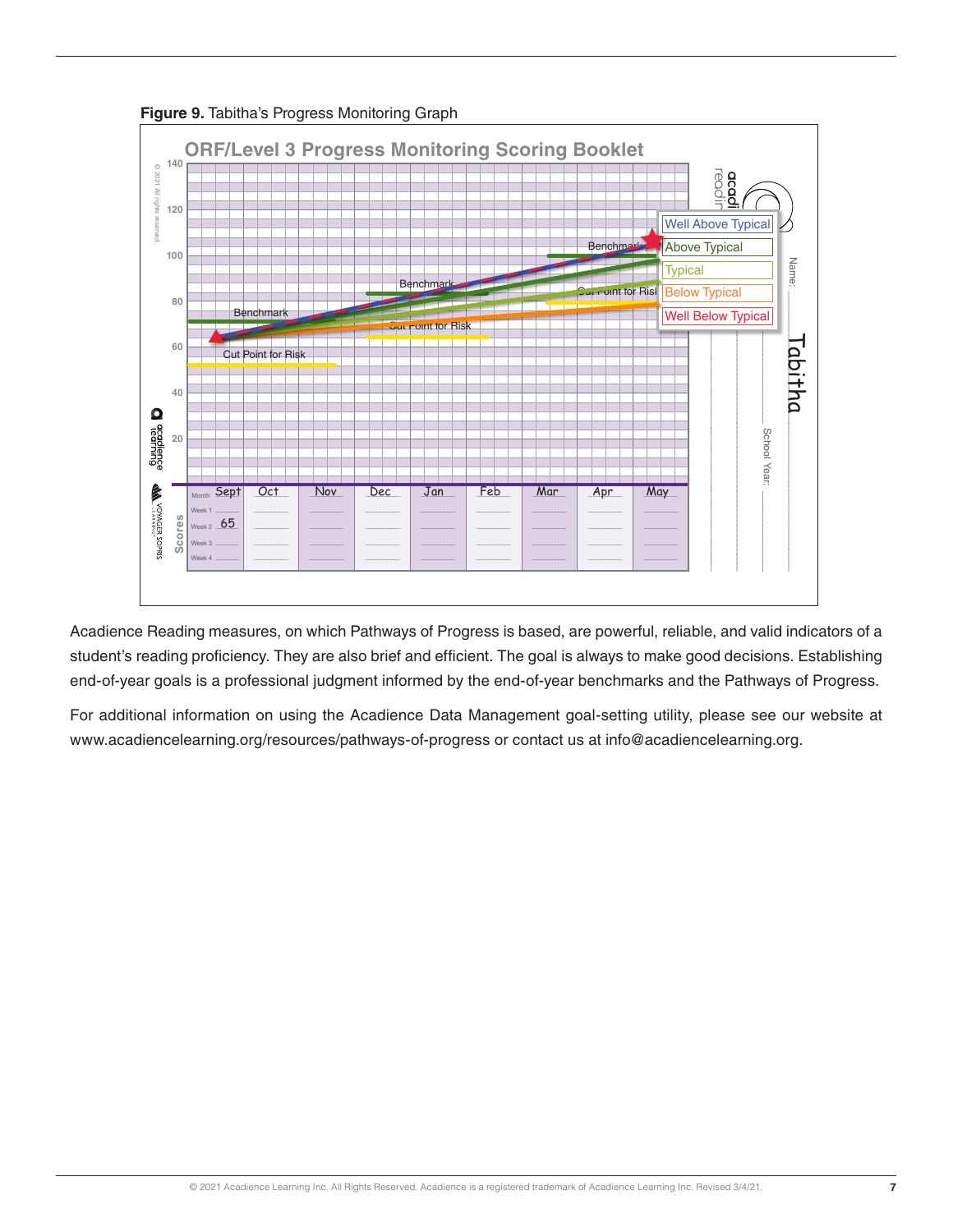**Figure 9.** Tabitha's Progress Monitoring Graph

ORF/Level 3 Progress Monitoring Scoring Booklet

140
120
100
80
60
40
20

Benchmark
Cut Point for Risk
Benchmark
Cut Point for Risk
Benchmark
Cut Point for Risk

Well Above Typical
Above Typical
Typical
Below Typical
Well Below Typical

Month: Sept, Oct, Nov, Dec, Jan, Feb, Mar, Apr, May

Scores: Week 1, Week 2, Week 3, Week 4

Week 2 (Sept): 65

Name: Tabitha

School Year:

© 2021 All rights reserved.

acadience learning

VOYAGER SOPRIS LEARNING

acadience reading

Acadience Reading measures, on which Pathways of Progress is based, are powerful, reliable, and valid indicators of a student's reading proficiency. They are also brief and efficient. The goal is always to make good decisions. Establishing end-of-year goals is a professional judgment informed by the end-of-year benchmarks and the Pathways of Progress.

For additional information on using the Acadience Data Management goal-setting utility, please see our website at www.acadiencelearning.org/resources/pathways-of-progress or contact us at info@acadiencelearning.org.